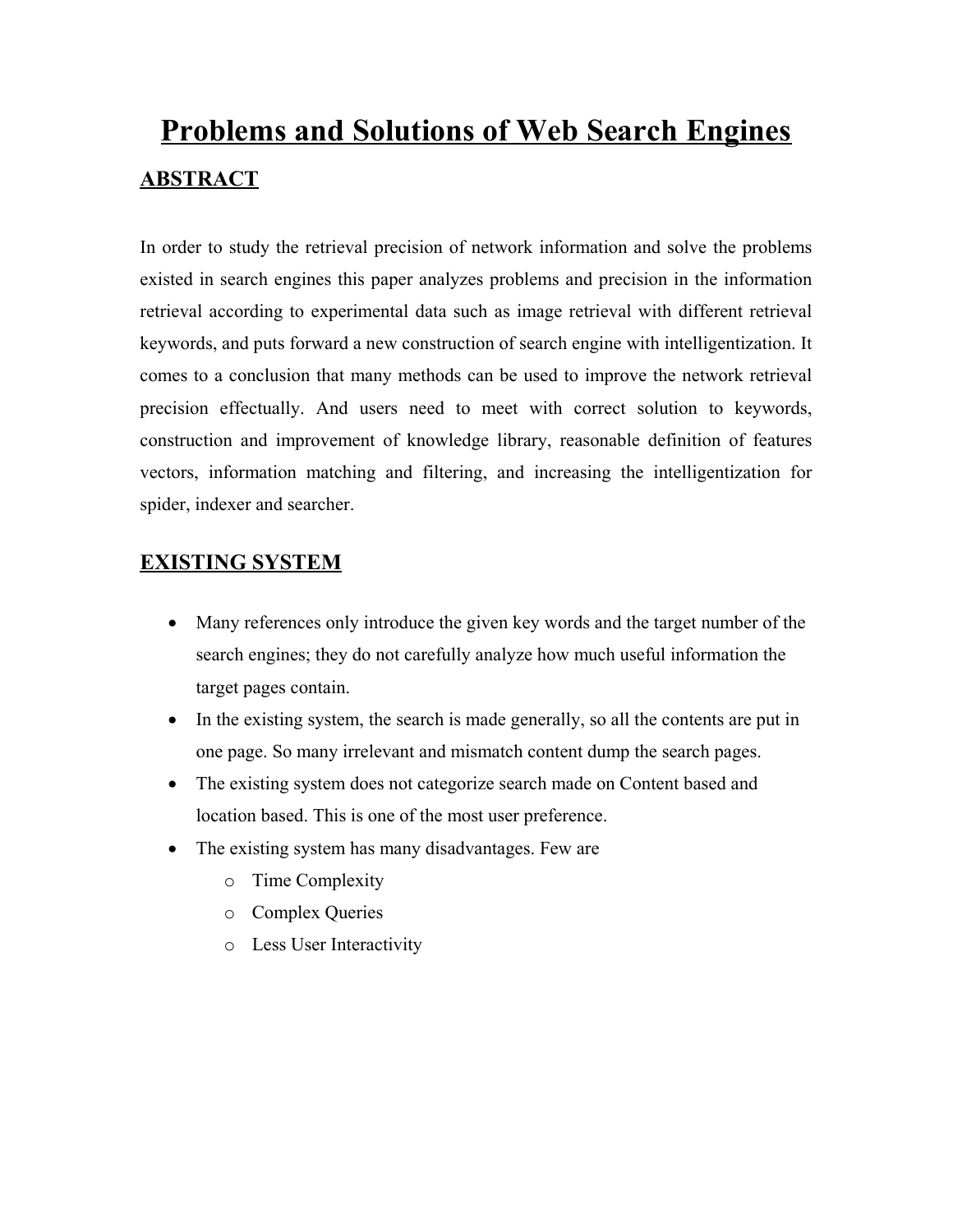# Problems and Solutions of Web Search Engines

## ABSTRACT

In order to study the retrieval precision of network information and solve the problems existed in search engines this paper analyzes problems and precision in the information retrieval according to experimental data such as image retrieval with different retrieval keywords, and puts forward a new construction of search engine with intelligentization. It comes to a conclusion that many methods can be used to improve the network retrieval precision effectually. And users need to meet with correct solution to keywords, construction and improvement of knowledge library, reasonable definition of features vectors, information matching and filtering, and increasing the intelligentization for spider, indexer and searcher.

## EXISTING SYSTEM

- Many references only introduce the given key words and the target number of the search engines; they do not carefully analyze how much useful information the target pages contain.
- In the existing system, the search is made generally, so all the contents are put in one page. So many irrelevant and mismatch content dump the search pages.
- The existing system does not categorize search made on Content based and location based. This is one of the most user preference.
- The existing system has many disadvantages. Few are
  - Time Complexity
  - Complex Queries
  - Less User Interactivity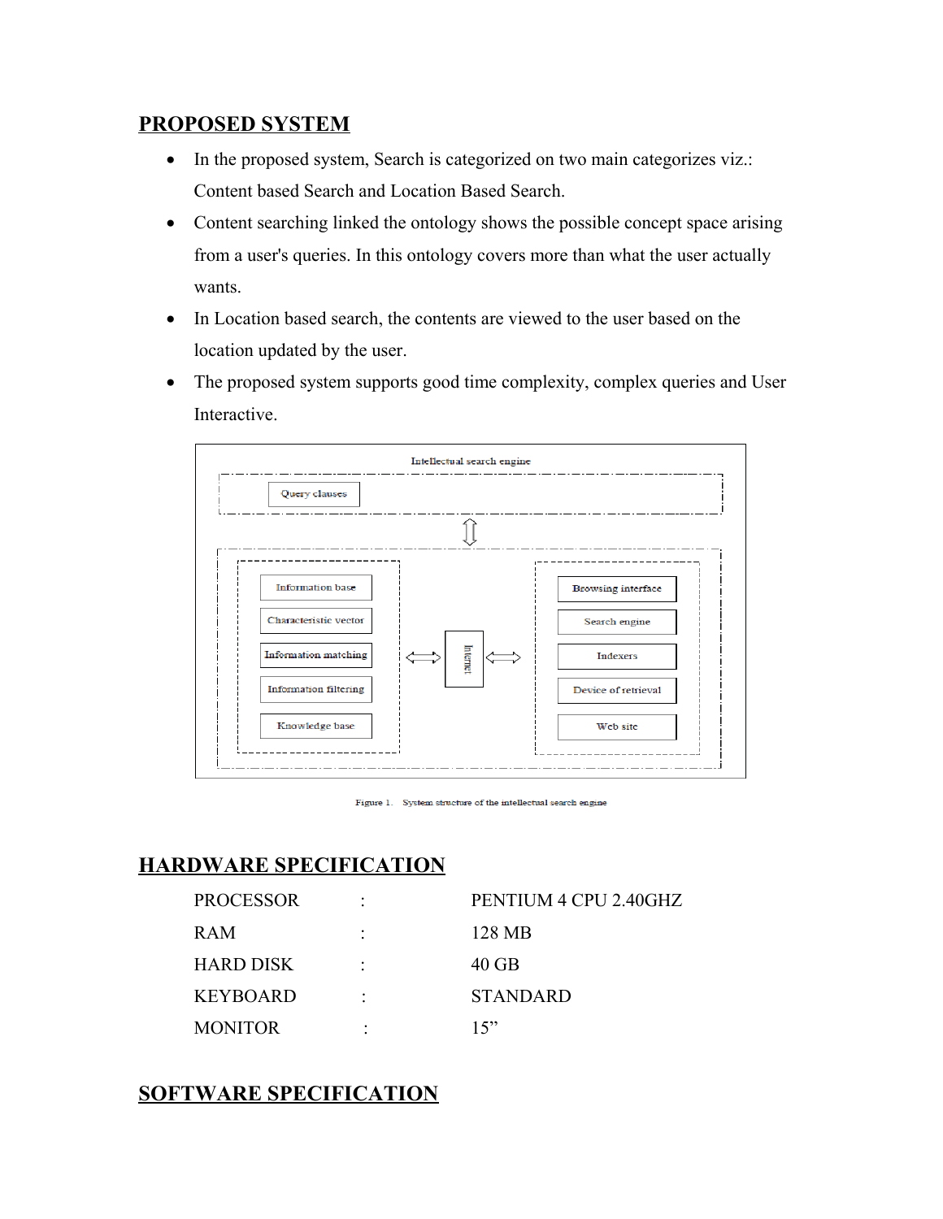## PROPOSED SYSTEM

- In the proposed system, Search is categorized on two main categorizes viz.: Content based Search and Location Based Search.
- Content searching linked the ontology shows the possible concept space arising from a user's queries. In this ontology covers more than what the user actually wants.
- In Location based search, the contents are viewed to the user based on the location updated by the user.
- The proposed system supports good time complexity, complex queries and User Interactive.

Figure 1. System structure of the intellectual search engine

## HARDWARE SPECIFICATION

| | | |
|---|---|---|
| PROCESSOR | : | PENTIUM 4 CPU 2.40GHZ |
| RAM | : | 128 MB |
| HARD DISK | : | 40 GB |
| KEYBOARD | : | STANDARD |
| MONITOR | : | 15” |

## SOFTWARE SPECIFICATION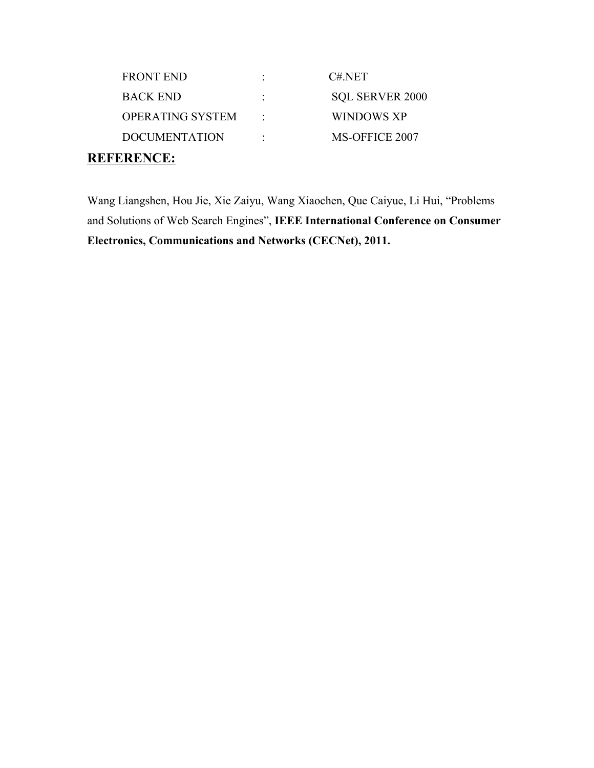| | | |
|---|---|---|
| FRONT END | : | C#.NET |
| BACK END | : | SQL SERVER 2000 |
| OPERATING SYSTEM | : | WINDOWS XP |
| DOCUMENTATION | : | MS-OFFICE 2007 |

## REFERENCE:

Wang Liangshen, Hou Jie, Xie Zaiyu, Wang Xiaochen, Que Caiyue, Li Hui, "Problems and Solutions of Web Search Engines", **IEEE International Conference on Consumer Electronics, Communications and Networks (CECNet), 2011.**